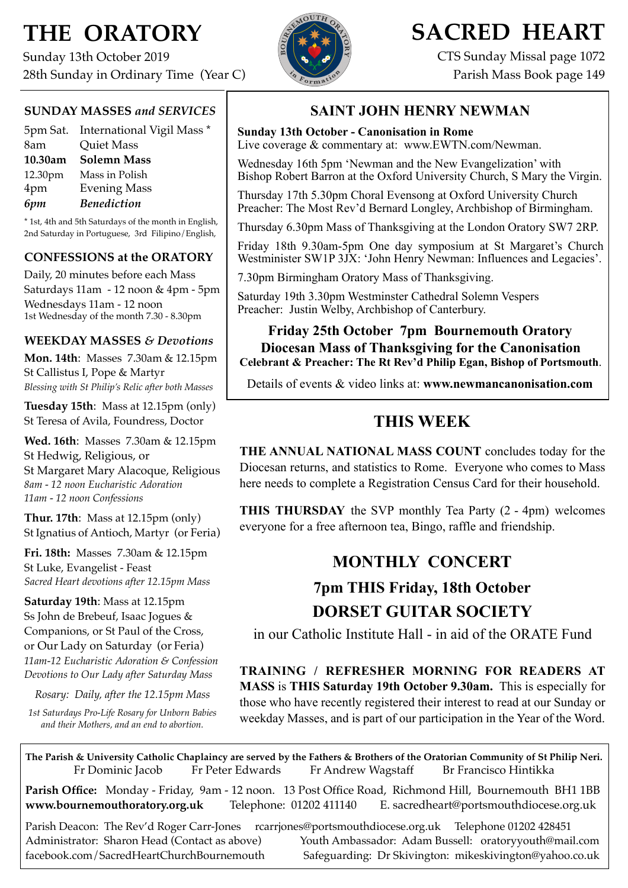# THE ORATORY

Sunday 13th October 2019
28th Sunday in Ordinary Time (Year C)

# SACRED HEART

CTS Sunday Missal page 1072
Parish Mass Book page 149

## SUNDAY MASSES *and SERVICES*

| | |
|---|---|
| 5pm Sat. | International Vigil Mass * |
| 8am | Quiet Mass |
| **10.30am** | **Solemn Mass** |
| 12.30pm | Mass in Polish |
| 4pm | Evening Mass |
| ***6pm*** | ***Benediction*** |

* 1st, 4th and 5th Saturdays of the month in English, 2nd Saturday in Portuguese, 3rd Filipino/English,

## CONFESSIONS at the ORATORY

Daily, 20 minutes before each Mass
Saturdays 11am - 12 noon & 4pm - 5pm
Wednesdays 11am - 12 noon
1st Wednesday of the month 7.30 - 8.30pm

## WEEKDAY MASSES *& Devotions*

**Mon. 14th**: Masses 7.30am & 12.15pm
St Callistus I, Pope & Martyr
*Blessing with St Philip's Relic after both Masses*

**Tuesday 15th**: Mass at 12.15pm (only)
St Teresa of Avila, Foundress, Doctor

**Wed. 16th**: Masses 7.30am & 12.15pm
St Hedwig, Religious, or
St Margaret Mary Alacoque, Religious
*8am - 12 noon Eucharistic Adoration*
*11am - 12 noon Confessions*

**Thur. 17th**: Mass at 12.15pm (only)
St Ignatius of Antioch, Martyr (or Feria)

**Fri. 18th:** Masses 7.30am & 12.15pm
St Luke, Evangelist - Feast
*Sacred Heart devotions after 12.15pm Mass*

**Saturday 19th**: Mass at 12.15pm
Ss John de Brebeuf, Isaac Jogues & Companions, or St Paul of the Cross, or Our Lady on Saturday (or Feria)
*11am-12 Eucharistic Adoration & Confession*
*Devotions to Our Lady after Saturday Mass*

*Rosary: Daily, after the 12.15pm Mass*

*1st Saturdays Pro-Life Rosary for Unborn Babies and their Mothers, and an end to abortion.*

## SAINT JOHN HENRY NEWMAN

**Sunday 13th October - Canonisation in Rome**
Live coverage & commentary at: www.EWTN.com/Newman.

Wednesday 16th 5pm 'Newman and the New Evangelization' with Bishop Robert Barron at the Oxford University Church, S Mary the Virgin.

Thursday 17th 5.30pm Choral Evensong at Oxford University Church
Preacher: The Most Rev'd Bernard Longley, Archbishop of Birmingham.

Thursday 6.30pm Mass of Thanksgiving at the London Oratory SW7 2RP.

Friday 18th 9.30am-5pm One day symposium at St Margaret's Church Westminister SW1P 3JX: 'John Henry Newman: Influences and Legacies'.

7.30pm Birmingham Oratory Mass of Thanksgiving.

Saturday 19th 3.30pm Westminster Cathedral Solemn Vespers
Preacher: Justin Welby, Archbishop of Canterbury.

**Friday 25th October 7pm Bournemouth Oratory**
**Diocesan Mass of Thanksgiving for the Canonisation**
**Celebrant & Preacher: The Rt Rev'd Philip Egan, Bishop of Portsmouth**.

Details of events & video links at: **www.newmancanonisation.com**

## THIS WEEK

**THE ANNUAL NATIONAL MASS COUNT** concludes today for the Diocesan returns, and statistics to Rome. Everyone who comes to Mass here needs to complete a Registration Census Card for their household.

**THIS THURSDAY** the SVP monthly Tea Party (2 - 4pm) welcomes everyone for a free afternoon tea, Bingo, raffle and friendship.

## MONTHLY CONCERT

### 7pm THIS Friday, 18th October

### DORSET GUITAR SOCIETY

in our Catholic Institute Hall - in aid of the ORATE Fund

**TRAINING / REFRESHER MORNING FOR READERS AT MASS** is **THIS Saturday 19th October 9.30am.** This is especially for those who have recently registered their interest to read at our Sunday or weekday Masses, and is part of our participation in the Year of the Word.

---

**The Parish & University Catholic Chaplaincy are served by the Fathers & Brothers of the Oratorian Community of St Philip Neri.**
Fr Dominic Jacob    Fr Peter Edwards    Fr Andrew Wagstaff    Br Francisco Hintikka

**Parish Office:** Monday - Friday, 9am - 12 noon. 13 Post Office Road, Richmond Hill, Bournemouth BH1 1BB
**www.bournemouthoratory.org.uk**    Telephone: 01202 411140    E. sacredheart@portsmouthdiocese.org.uk

Parish Deacon: The Rev'd Roger Carr-Jones    rcarrjones@portsmouthdiocese.org.uk    Telephone 01202 428451
Administrator: Sharon Head (Contact as above)    Youth Ambassador: Adam Bussell: oratoryyouth@mail.com
facebook.com/SacredHeartChurchBournemouth    Safeguarding: Dr Skivington: mikeskivington@yahoo.co.uk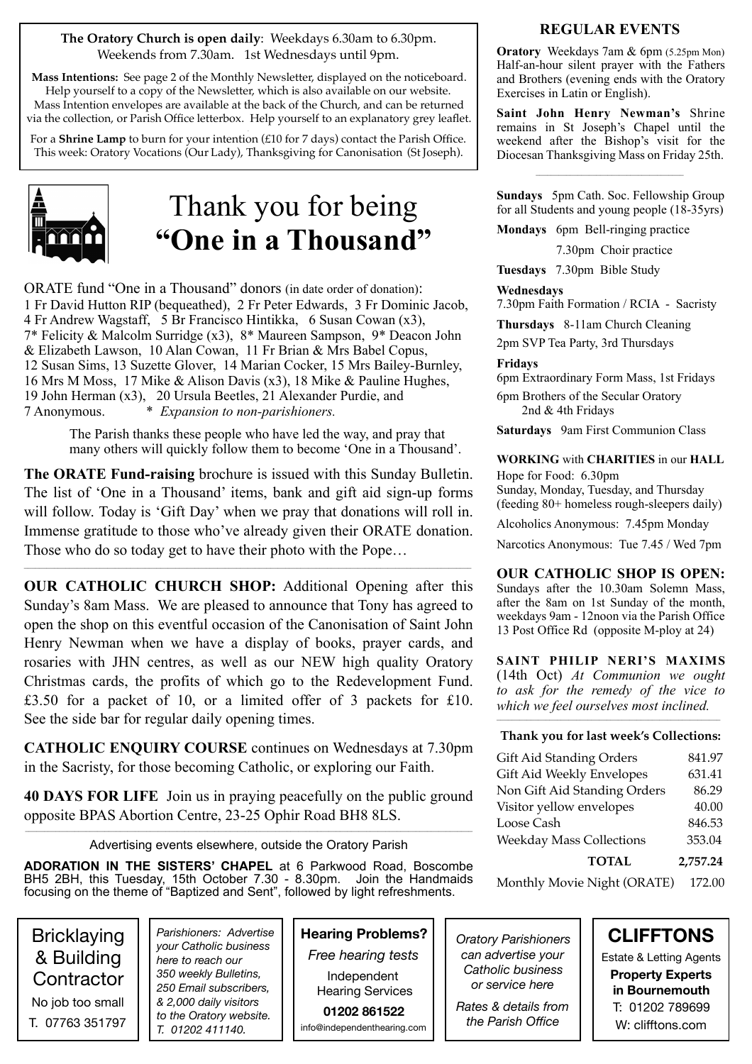**The Oratory Church is open daily**: Weekdays 6.30am to 6.30pm. Weekends from 7.30am. 1st Wednesdays until 9pm.

**Mass Intentions:** See page 2 of the Monthly Newsletter, displayed on the noticeboard. Help yourself to a copy of the Newsletter, which is also available on our website. Mass Intention envelopes are available at the back of the Church, and can be returned via the collection, or Parish Office letterbox. Help yourself to an explanatory grey leaflet.

For a **Shrine Lamp** to burn for your intention (£10 for 7 days) contact the Parish Office. This week: Oratory Vocations (Our Lady), Thanksgiving for Canonisation (St Joseph).

# Thank you for being **"One in a Thousand"**

ORATE fund "One in a Thousand" donors (in date order of donation): 1 Fr David Hutton RIP (bequeathed), 2 Fr Peter Edwards, 3 Fr Dominic Jacob, 4 Fr Andrew Wagstaff, 5 Br Francisco Hintikka, 6 Susan Cowan (x3), 7* Felicity & Malcolm Surridge (x3), 8* Maureen Sampson, 9* Deacon John & Elizabeth Lawson, 10 Alan Cowan, 11 Fr Brian & Mrs Babel Copus, 12 Susan Sims, 13 Suzette Glover, 14 Marian Cocker, 15 Mrs Bailey-Burnley, 16 Mrs M Moss, 17 Mike & Alison Davis (x3), 18 Mike & Pauline Hughes, 19 John Herman (x3), 20 Ursula Beetles, 21 Alexander Purdie, and 7 Anonymous. * *Expansion to non-parishioners.*

The Parish thanks these people who have led the way, and pray that many others will quickly follow them to become 'One in a Thousand'.

**The ORATE Fund-raising** brochure is issued with this Sunday Bulletin. The list of 'One in a Thousand' items, bank and gift aid sign-up forms will follow. Today is 'Gift Day' when we pray that donations will roll in. Immense gratitude to those who've already given their ORATE donation. Those who do so today get to have their photo with the Pope…

**OUR CATHOLIC CHURCH SHOP:** Additional Opening after this Sunday's 8am Mass. We are pleased to announce that Tony has agreed to open the shop on this eventful occasion of the Canonisation of Saint John Henry Newman when we have a display of books, prayer cards, and rosaries with JHN centres, as well as our NEW high quality Oratory Christmas cards, the profits of which go to the Redevelopment Fund. £3.50 for a packet of 10, or a limited offer of 3 packets for £10. See the side bar for regular daily opening times.

**CATHOLIC ENQUIRY COURSE** continues on Wednesdays at 7.30pm in the Sacristy, for those becoming Catholic, or exploring our Faith.

**40 DAYS FOR LIFE** Join us in praying peacefully on the public ground opposite BPAS Abortion Centre, 23-25 Ophir Road BH8 8LS.

Advertising events elsewhere, outside the Oratory Parish

**ADORATION IN THE SISTERS' CHAPEL** at 6 Parkwood Road, Boscombe BH5 2BH, this Tuesday, 15th October 7.30 - 8.30pm. Join the Handmaids focusing on the theme of "Baptized and Sent", followed by light refreshments.

## REGULAR EVENTS

**Oratory** Weekdays 7am & 6pm (5.25pm Mon) Half-an-hour silent prayer with the Fathers and Brothers (evening ends with the Oratory Exercises in Latin or English).

**Saint John Henry Newman's** Shrine remains in St Joseph's Chapel until the weekend after the Bishop's visit for the Diocesan Thanksgiving Mass on Friday 25th.

**Sundays** 5pm Cath. Soc. Fellowship Group for all Students and young people (18-35yrs)

**Mondays** 6pm Bell-ringing practice
7.30pm Choir practice

**Tuesdays** 7.30pm Bible Study

**Wednesdays**
7.30pm Faith Formation / RCIA - Sacristy

**Thursdays** 8-11am Church Cleaning
2pm SVP Tea Party, 3rd Thursdays

**Fridays**
6pm Extraordinary Form Mass, 1st Fridays
6pm Brothers of the Secular Oratory 2nd & 4th Fridays

**Saturdays** 9am First Communion Class

**WORKING** with **CHARITIES** in our **HALL**

Hope for Food: 6.30pm
Sunday, Monday, Tuesday, and Thursday (feeding 80+ homeless rough-sleepers daily)

Alcoholics Anonymous: 7.45pm Monday

Narcotics Anonymous: Tue 7.45 / Wed 7pm

**OUR CATHOLIC SHOP IS OPEN:**
Sundays after the 10.30am Solemn Mass, after the 8am on 1st Sunday of the month, weekdays 9am - 12noon via the Parish Office 13 Post Office Rd (opposite M-ploy at 24)

**SAINT PHILIP NERI'S MAXIMS** (14th Oct) *At Communion we ought to ask for the remedy of the vice to which we feel ourselves most inclined.*

**Thank you for last week's Collections:**

| | |
|---|---|
| Gift Aid Standing Orders | 841.97 |
| Gift Aid Weekly Envelopes | 631.41 |
| Non Gift Aid Standing Orders | 86.29 |
| Visitor yellow envelopes | 40.00 |
| Loose Cash | 846.53 |
| Weekday Mass Collections | 353.04 |
| **TOTAL** | **2,757.24** |
| Monthly Movie Night (ORATE) | 172.00 |

---

Bricklaying & Building Contractor
No job too small
T. 07763 351797

*Parishioners: Advertise your Catholic business here to reach our 350 weekly Bulletins, 250 Email subscribers, & 2,000 daily visitors to the Oratory website. T. 01202 411140.*

**Hearing Problems?**
*Free hearing tests*
Independent Hearing Services
**01202 861522**
info@independenthearing.com

*Oratory Parishioners can advertise your Catholic business or service here*
*Rates & details from the Parish Office*

**CLIFFTONS**
Estate & Letting Agents
**Property Experts in Bournemouth**
T: 01202 789699
W: clifftons.com